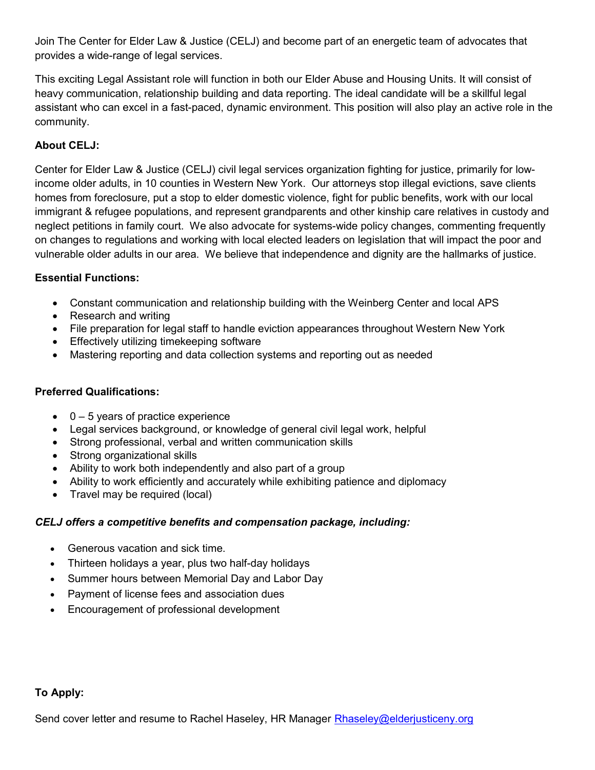Join The Center for Elder Law & Justice (CELJ) and become part of an energetic team of advocates that provides a wide-range of legal services.

This exciting Legal Assistant role will function in both our Elder Abuse and Housing Units. It will consist of heavy communication, relationship building and data reporting. The ideal candidate will be a skillful legal assistant who can excel in a fast-paced, dynamic environment. This position will also play an active role in the community.

**About CELJ:**

Center for Elder Law & Justice (CELJ) civil legal services organization fighting for justice, primarily for low-income older adults, in 10 counties in Western New York. Our attorneys stop illegal evictions, save clients homes from foreclosure, put a stop to elder domestic violence, fight for public benefits, work with our local immigrant & refugee populations, and represent grandparents and other kinship care relatives in custody and neglect petitions in family court. We also advocate for systems-wide policy changes, commenting frequently on changes to regulations and working with local elected leaders on legislation that will impact the poor and vulnerable older adults in our area. We believe that independence and dignity are the hallmarks of justice.

**Essential Functions:**

- Constant communication and relationship building with the Weinberg Center and local APS
- Research and writing
- File preparation for legal staff to handle eviction appearances throughout Western New York
- Effectively utilizing timekeeping software
- Mastering reporting and data collection systems and reporting out as needed

**Preferred Qualifications:**

- 0 – 5 years of practice experience
- Legal services background, or knowledge of general civil legal work, helpful
- Strong professional, verbal and written communication skills
- Strong organizational skills
- Ability to work both independently and also part of a group
- Ability to work efficiently and accurately while exhibiting patience and diplomacy
- Travel may be required (local)

***CELJ offers a competitive benefits and compensation package, including:***

- Generous vacation and sick time.
- Thirteen holidays a year, plus two half-day holidays
- Summer hours between Memorial Day and Labor Day
- Payment of license fees and association dues
- Encouragement of professional development

**To Apply:**

Send cover letter and resume to Rachel Haseley, HR Manager Rhaseley@elderjusticeny.org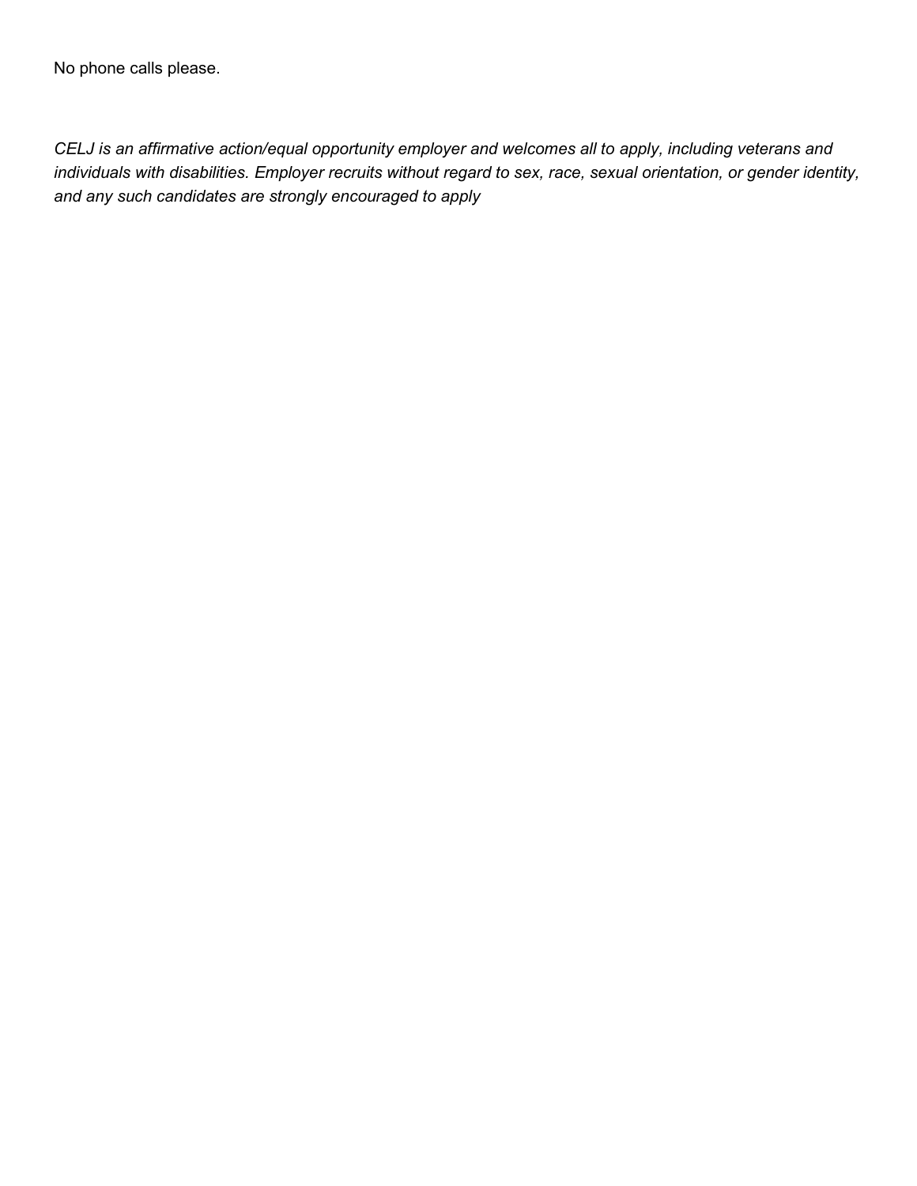No phone calls please.

*CELJ is an affirmative action/equal opportunity employer and welcomes all to apply, including veterans and individuals with disabilities. Employer recruits without regard to sex, race, sexual orientation, or gender identity, and any such candidates are strongly encouraged to apply*